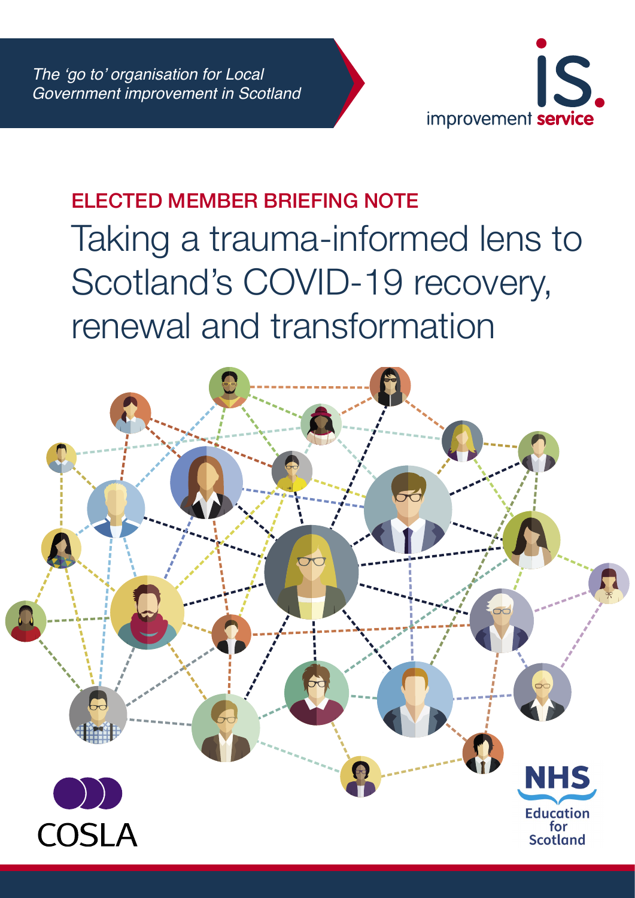*The 'go to' organisation for Local Government improvement in Scotland*

improvement service

ELECTED MEMBER BRIEFING NOTE

# Taking a trauma-informed lens to Scotland's COVID-19 recovery, renewal and transformation

COSLA

NHS Education for Scotland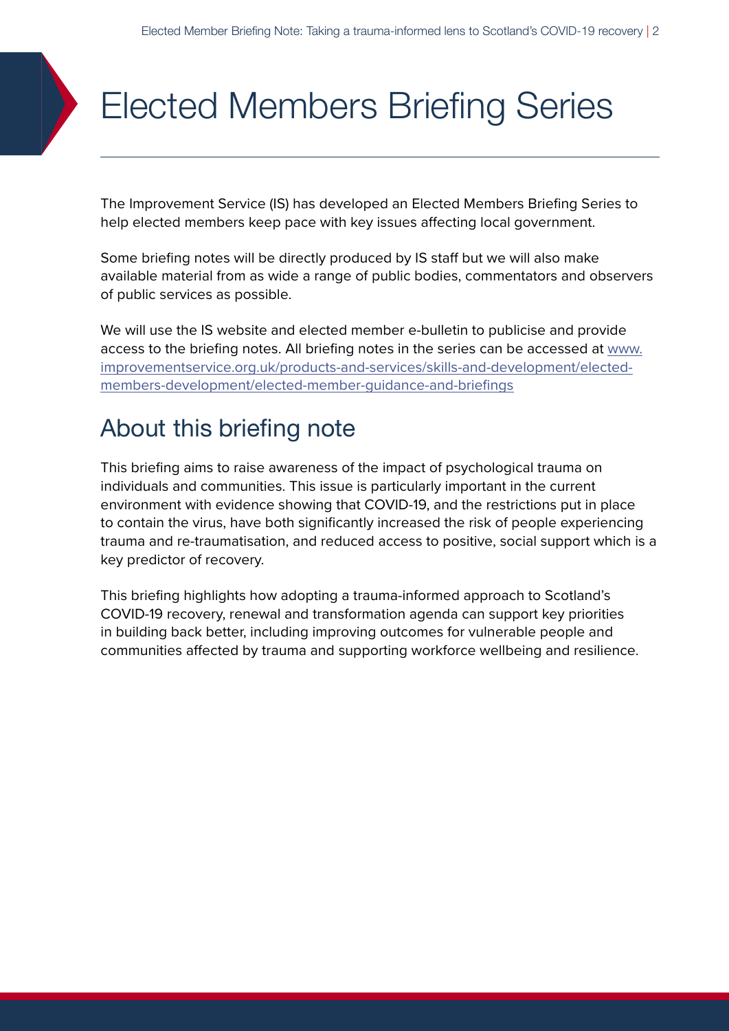# Elected Members Briefing Series

The Improvement Service (IS) has developed an Elected Members Briefing Series to help elected members keep pace with key issues affecting local government.

Some briefing notes will be directly produced by IS staff but we will also make available material from as wide a range of public bodies, commentators and observers of public services as possible.

We will use the IS website and elected member e-bulletin to publicise and provide access to the briefing notes. All briefing notes in the series can be accessed at [www.improvementservice.org.uk/products-and-services/skills-and-development/elected-members-development/elected-member-guidance-and-briefings](www.improvementservice.org.uk/products-and-services/skills-and-development/elected-members-development/elected-member-guidance-and-briefings)

## About this briefing note

This briefing aims to raise awareness of the impact of psychological trauma on individuals and communities. This issue is particularly important in the current environment with evidence showing that COVID-19, and the restrictions put in place to contain the virus, have both significantly increased the risk of people experiencing trauma and re-traumatisation, and reduced access to positive, social support which is a key predictor of recovery.

This briefing highlights how adopting a trauma-informed approach to Scotland's COVID-19 recovery, renewal and transformation agenda can support key priorities in building back better, including improving outcomes for vulnerable people and communities affected by trauma and supporting workforce wellbeing and resilience.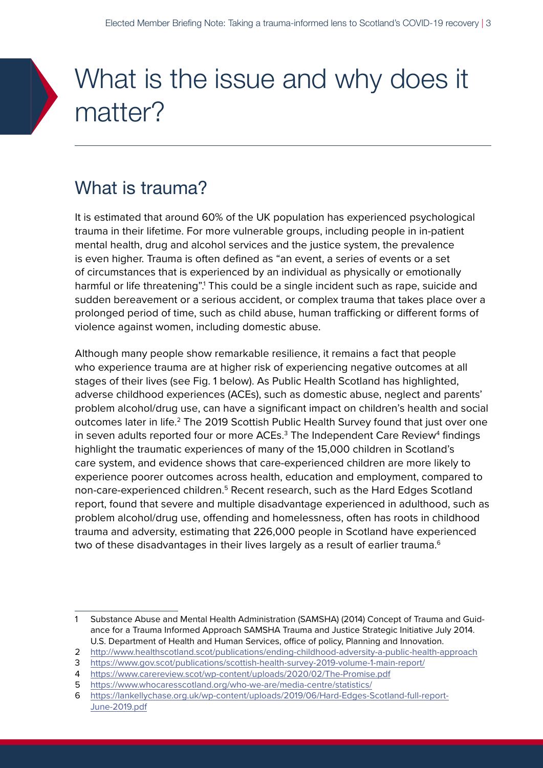# What is the issue and why does it matter?

## What is trauma?

It is estimated that around 60% of the UK population has experienced psychological trauma in their lifetime. For more vulnerable groups, including people in in-patient mental health, drug and alcohol services and the justice system, the prevalence is even higher. Trauma is often defined as "an event, a series of events or a set of circumstances that is experienced by an individual as physically or emotionally harmful or life threatening".[1] This could be a single incident such as rape, suicide and sudden bereavement or a serious accident, or complex trauma that takes place over a prolonged period of time, such as child abuse, human trafficking or different forms of violence against women, including domestic abuse.

Although many people show remarkable resilience, it remains a fact that people who experience trauma are at higher risk of experiencing negative outcomes at all stages of their lives (see Fig. 1 below). As Public Health Scotland has highlighted, adverse childhood experiences (ACEs), such as domestic abuse, neglect and parents' problem alcohol/drug use, can have a significant impact on children's health and social outcomes later in life.[2] The 2019 Scottish Public Health Survey found that just over one in seven adults reported four or more ACEs.[3] The Independent Care Review[4] findings highlight the traumatic experiences of many of the 15,000 children in Scotland's care system, and evidence shows that care-experienced children are more likely to experience poorer outcomes across health, education and employment, compared to non-care-experienced children.[5] Recent research, such as the Hard Edges Scotland report, found that severe and multiple disadvantage experienced in adulthood, such as problem alcohol/drug use, offending and homelessness, often has roots in childhood trauma and adversity, estimating that 226,000 people in Scotland have experienced two of these disadvantages in their lives largely as a result of earlier trauma.[6]

---

1 Substance Abuse and Mental Health Administration (SAMSHA) (2014) Concept of Trauma and Guidance for a Trauma Informed Approach SAMSHA Trauma and Justice Strategic Initiative July 2014. U.S. Department of Health and Human Services, office of policy, Planning and Innovation.

2 http://www.healthscotland.scot/publications/ending-childhood-adversity-a-public-health-approach

3 https://www.gov.scot/publications/scottish-health-survey-2019-volume-1-main-report/

4 https://www.carereview.scot/wp-content/uploads/2020/02/The-Promise.pdf

5 https://www.whocaresscotland.org/who-we-are/media-centre/statistics/

6 https://lankellychase.org.uk/wp-content/uploads/2019/06/Hard-Edges-Scotland-full-report-June-2019.pdf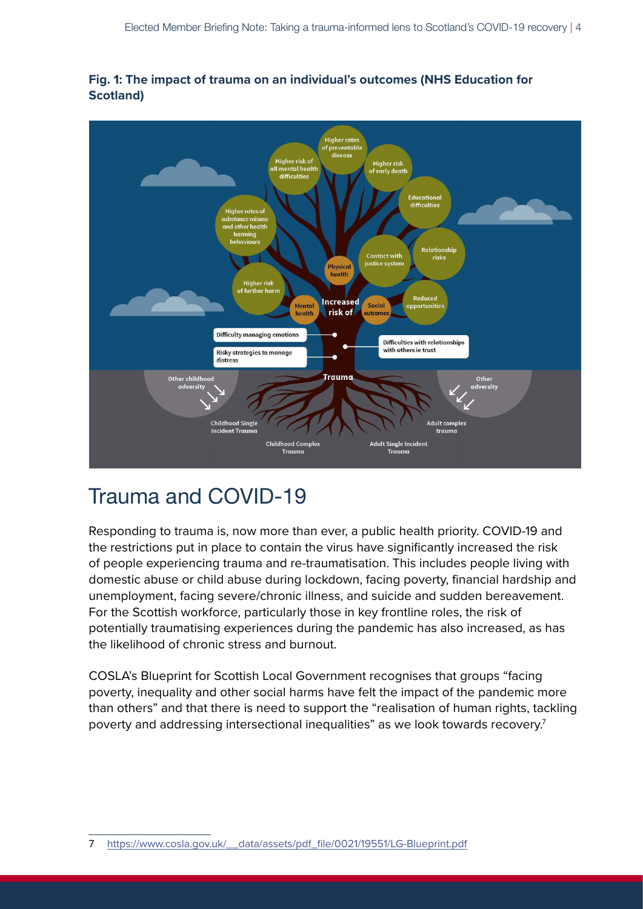**Fig. 1: The impact of trauma on an individual's outcomes (NHS Education for Scotland)**

## Trauma and COVID-19

Responding to trauma is, now more than ever, a public health priority. COVID-19 and the restrictions put in place to contain the virus have significantly increased the risk of people experiencing trauma and re-traumatisation. This includes people living with domestic abuse or child abuse during lockdown, facing poverty, financial hardship and unemployment, facing severe/chronic illness, and suicide and sudden bereavement. For the Scottish workforce, particularly those in key frontline roles, the risk of potentially traumatising experiences during the pandemic has also increased, as has the likelihood of chronic stress and burnout.

COSLA's Blueprint for Scottish Local Government recognises that groups "facing poverty, inequality and other social harms have felt the impact of the pandemic more than others" and that there is need to support the "realisation of human rights, tackling poverty and addressing intersectional inequalities" as we look towards recovery.[7]

---

7 https://www.cosla.gov.uk/__data/assets/pdf_file/0021/19551/LG-Blueprint.pdf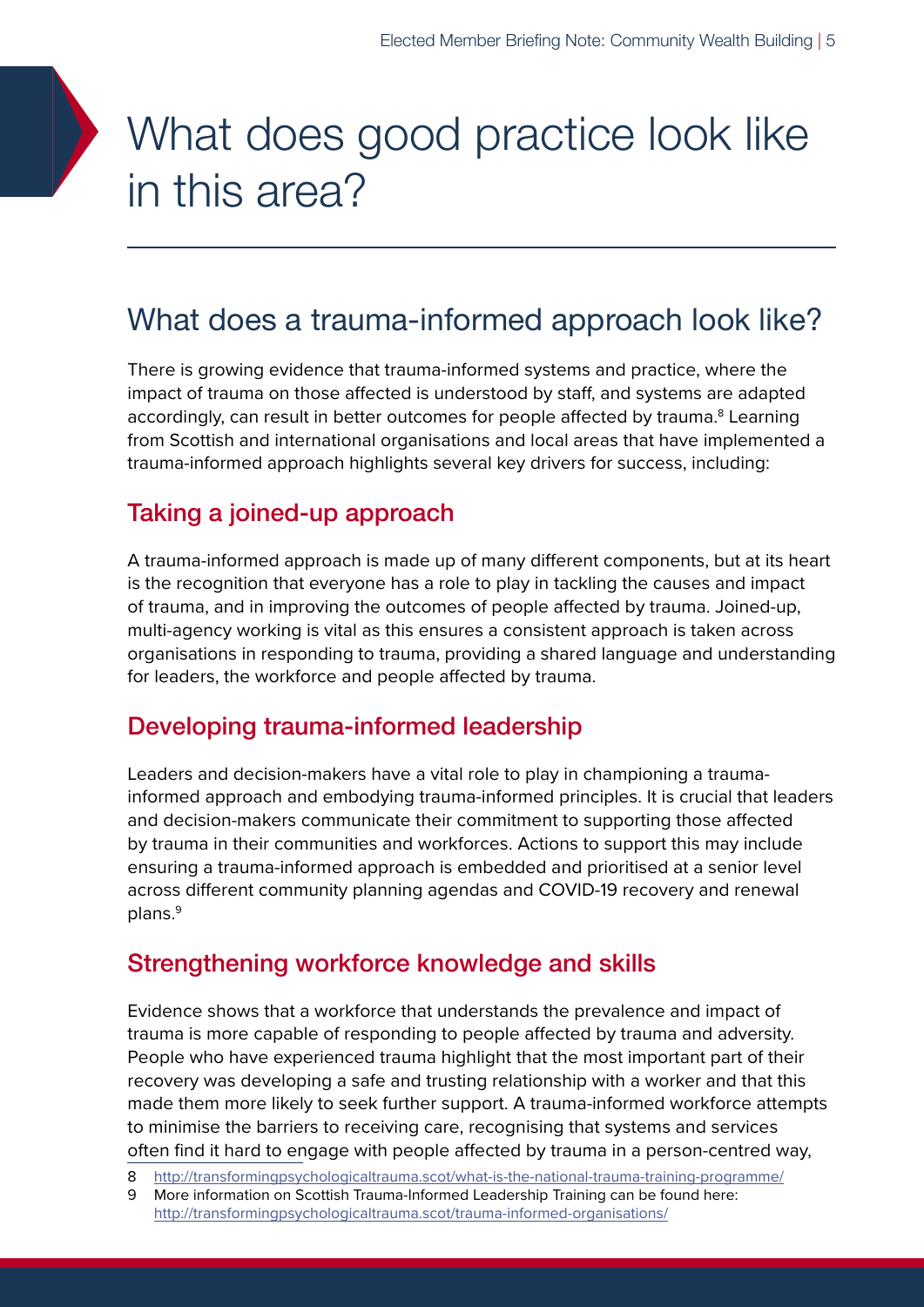# What does good practice look like in this area?

## What does a trauma-informed approach look like?

There is growing evidence that trauma-informed systems and practice, where the impact of trauma on those affected is understood by staff, and systems are adapted accordingly, can result in better outcomes for people affected by trauma.[8] Learning from Scottish and international organisations and local areas that have implemented a trauma-informed approach highlights several key drivers for success, including:

### Taking a joined-up approach

A trauma-informed approach is made up of many different components, but at its heart is the recognition that everyone has a role to play in tackling the causes and impact of trauma, and in improving the outcomes of people affected by trauma. Joined-up, multi-agency working is vital as this ensures a consistent approach is taken across organisations in responding to trauma, providing a shared language and understanding for leaders, the workforce and people affected by trauma.

### Developing trauma-informed leadership

Leaders and decision-makers have a vital role to play in championing a trauma-informed approach and embodying trauma-informed principles. It is crucial that leaders and decision-makers communicate their commitment to supporting those affected by trauma in their communities and workforces. Actions to support this may include ensuring a trauma-informed approach is embedded and prioritised at a senior level across different community planning agendas and COVID-19 recovery and renewal plans.[9]

### Strengthening workforce knowledge and skills

Evidence shows that a workforce that understands the prevalence and impact of trauma is more capable of responding to people affected by trauma and adversity. People who have experienced trauma highlight that the most important part of their recovery was developing a safe and trusting relationship with a worker and that this made them more likely to seek further support. A trauma-informed workforce attempts to minimise the barriers to receiving care, recognising that systems and services often find it hard to engage with people affected by trauma in a person-centred way,

8 http://transformingpsychologicaltrauma.scot/what-is-the-national-trauma-training-programme/

9 More information on Scottish Trauma-Informed Leadership Training can be found here: http://transformingpsychologicaltrauma.scot/trauma-informed-organisations/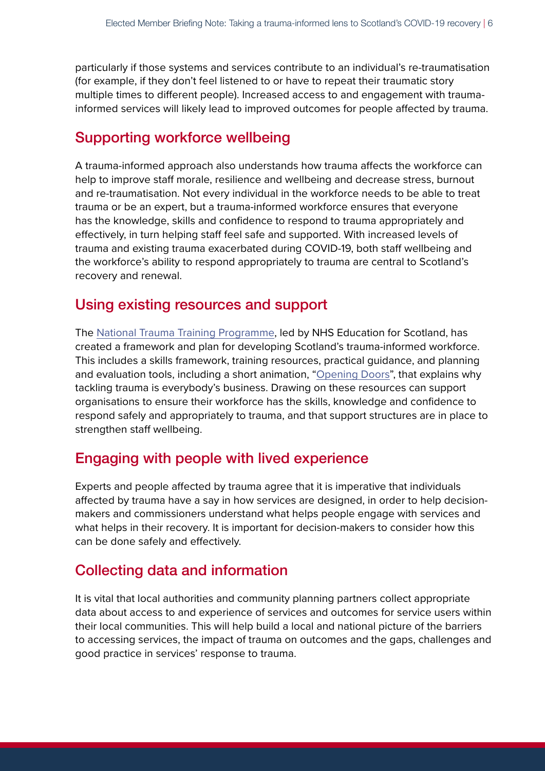particularly if those systems and services contribute to an individual's re-traumatisation (for example, if they don't feel listened to or have to repeat their traumatic story multiple times to different people). Increased access to and engagement with trauma-informed services will likely lead to improved outcomes for people affected by trauma.

## Supporting workforce wellbeing

A trauma-informed approach also understands how trauma affects the workforce can help to improve staff morale, resilience and wellbeing and decrease stress, burnout and re-traumatisation. Not every individual in the workforce needs to be able to treat trauma or be an expert, but a trauma-informed workforce ensures that everyone has the knowledge, skills and confidence to respond to trauma appropriately and effectively, in turn helping staff feel safe and supported. With increased levels of trauma and existing trauma exacerbated during COVID-19, both staff wellbeing and the workforce's ability to respond appropriately to trauma are central to Scotland's recovery and renewal.

## Using existing resources and support

The National Trauma Training Programme, led by NHS Education for Scotland, has created a framework and plan for developing Scotland's trauma-informed workforce. This includes a skills framework, training resources, practical guidance, and planning and evaluation tools, including a short animation, "Opening Doors", that explains why tackling trauma is everybody's business. Drawing on these resources can support organisations to ensure their workforce has the skills, knowledge and confidence to respond safely and appropriately to trauma, and that support structures are in place to strengthen staff wellbeing.

## Engaging with people with lived experience

Experts and people affected by trauma agree that it is imperative that individuals affected by trauma have a say in how services are designed, in order to help decision-makers and commissioners understand what helps people engage with services and what helps in their recovery. It is important for decision-makers to consider how this can be done safely and effectively.

## Collecting data and information

It is vital that local authorities and community planning partners collect appropriate data about access to and experience of services and outcomes for service users within their local communities. This will help build a local and national picture of the barriers to accessing services, the impact of trauma on outcomes and the gaps, challenges and good practice in services' response to trauma.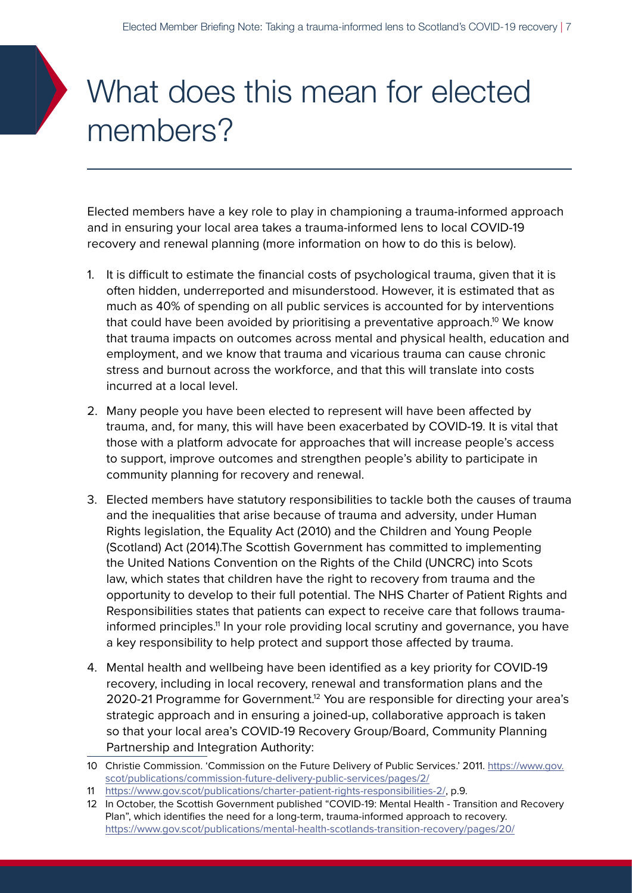# What does this mean for elected members?

Elected members have a key role to play in championing a trauma-informed approach and in ensuring your local area takes a trauma-informed lens to local COVID-19 recovery and renewal planning (more information on how to do this is below).

1. It is difficult to estimate the financial costs of psychological trauma, given that it is often hidden, underreported and misunderstood. However, it is estimated that as much as 40% of spending on all public services is accounted for by interventions that could have been avoided by prioritising a preventative approach.[10] We know that trauma impacts on outcomes across mental and physical health, education and employment, and we know that trauma and vicarious trauma can cause chronic stress and burnout across the workforce, and that this will translate into costs incurred at a local level.

2. Many people you have been elected to represent will have been affected by trauma, and, for many, this will have been exacerbated by COVID-19. It is vital that those with a platform advocate for approaches that will increase people's access to support, improve outcomes and strengthen people's ability to participate in community planning for recovery and renewal.

3. Elected members have statutory responsibilities to tackle both the causes of trauma and the inequalities that arise because of trauma and adversity, under Human Rights legislation, the Equality Act (2010) and the Children and Young People (Scotland) Act (2014).The Scottish Government has committed to implementing the United Nations Convention on the Rights of the Child (UNCRC) into Scots law, which states that children have the right to recovery from trauma and the opportunity to develop to their full potential. The NHS Charter of Patient Rights and Responsibilities states that patients can expect to receive care that follows trauma-informed principles.[11] In your role providing local scrutiny and governance, you have a key responsibility to help protect and support those affected by trauma.

4. Mental health and wellbeing have been identified as a key priority for COVID-19 recovery, including in local recovery, renewal and transformation plans and the 2020-21 Programme for Government.[12] You are responsible for directing your area's strategic approach and in ensuring a joined-up, collaborative approach is taken so that your local area's COVID-19 Recovery Group/Board, Community Planning Partnership and Integration Authority:

---

10 Christie Commission. 'Commission on the Future Delivery of Public Services.' 2011. https://www.gov.scot/publications/commission-future-delivery-public-services/pages/2/

11 https://www.gov.scot/publications/charter-patient-rights-responsibilities-2/, p.9.

12 In October, the Scottish Government published "COVID-19: Mental Health - Transition and Recovery Plan", which identifies the need for a long-term, trauma-informed approach to recovery. https://www.gov.scot/publications/mental-health-scotlands-transition-recovery/pages/20/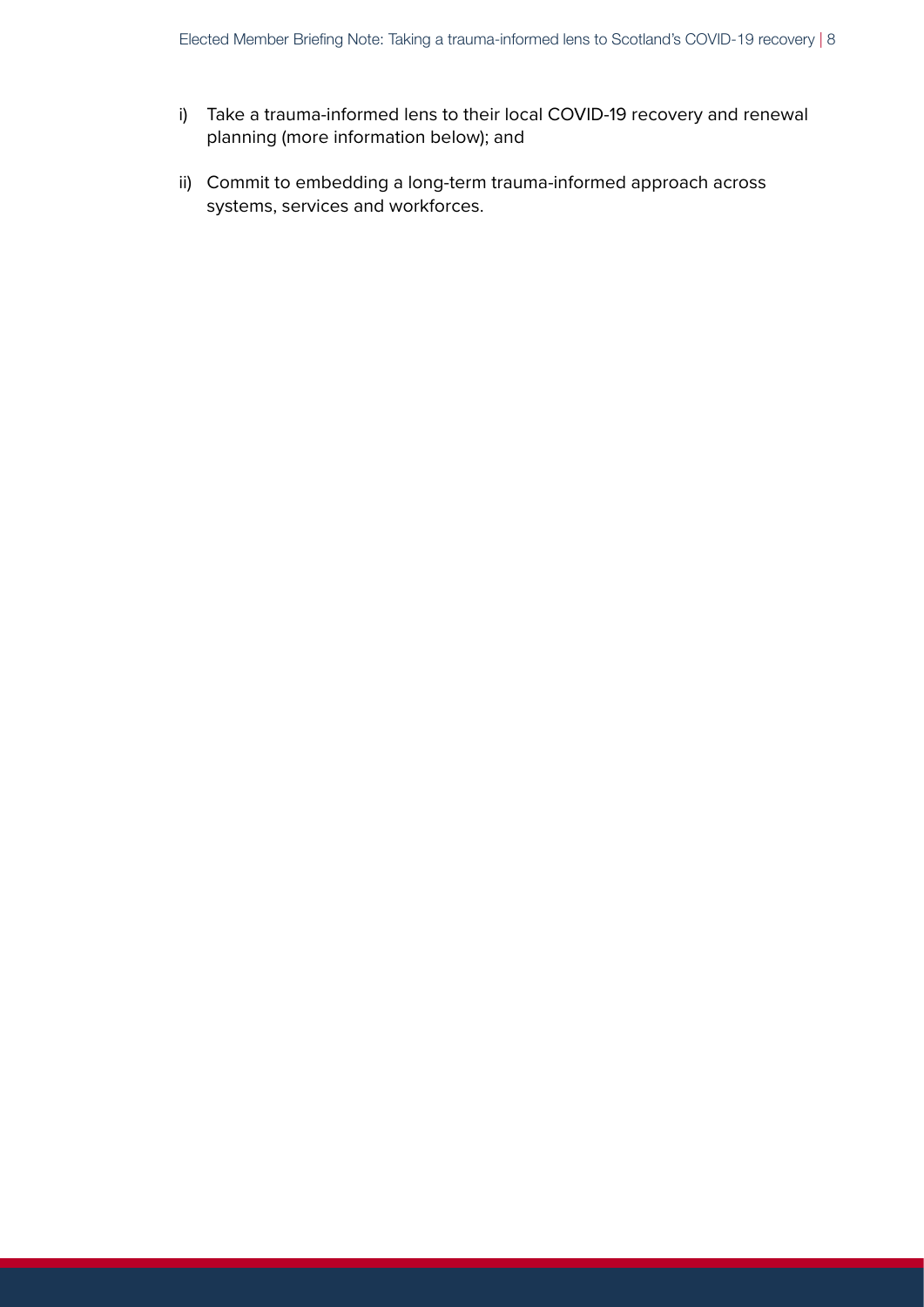i) Take a trauma-informed lens to their local COVID-19 recovery and renewal planning (more information below); and

ii) Commit to embedding a long-term trauma-informed approach across systems, services and workforces.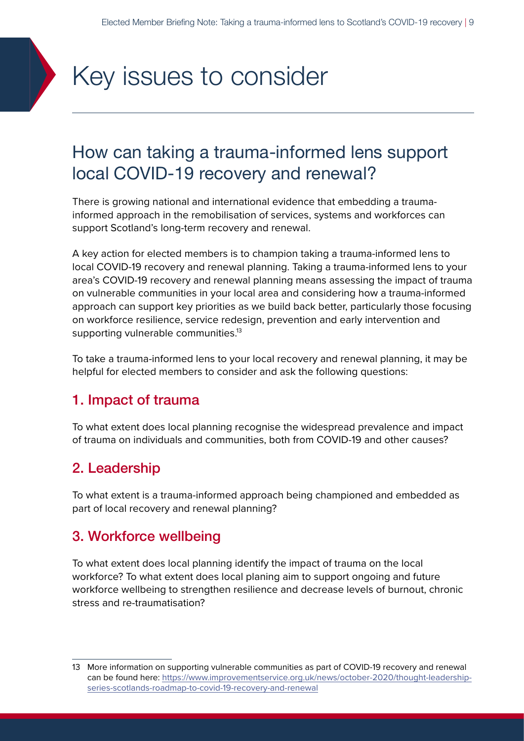# Key issues to consider

## How can taking a trauma-informed lens support local COVID-19 recovery and renewal?

There is growing national and international evidence that embedding a trauma-informed approach in the remobilisation of services, systems and workforces can support Scotland's long-term recovery and renewal.

A key action for elected members is to champion taking a trauma-informed lens to local COVID-19 recovery and renewal planning. Taking a trauma-informed lens to your area's COVID-19 recovery and renewal planning means assessing the impact of trauma on vulnerable communities in your local area and considering how a trauma-informed approach can support key priorities as we build back better, particularly those focusing on workforce resilience, service redesign, prevention and early intervention and supporting vulnerable communities.[13]

To take a trauma-informed lens to your local recovery and renewal planning, it may be helpful for elected members to consider and ask the following questions:

### 1. Impact of trauma

To what extent does local planning recognise the widespread prevalence and impact of trauma on individuals and communities, both from COVID-19 and other causes?

### 2. Leadership

To what extent is a trauma-informed approach being championed and embedded as part of local recovery and renewal planning?

### 3. Workforce wellbeing

To what extent does local planning identify the impact of trauma on the local workforce? To what extent does local planing aim to support ongoing and future workforce wellbeing to strengthen resilience and decrease levels of burnout, chronic stress and re-traumatisation?

---

13 More information on supporting vulnerable communities as part of COVID-19 recovery and renewal can be found here: https://www.improvementservice.org.uk/news/october-2020/thought-leadership-series-scotlands-roadmap-to-covid-19-recovery-and-renewal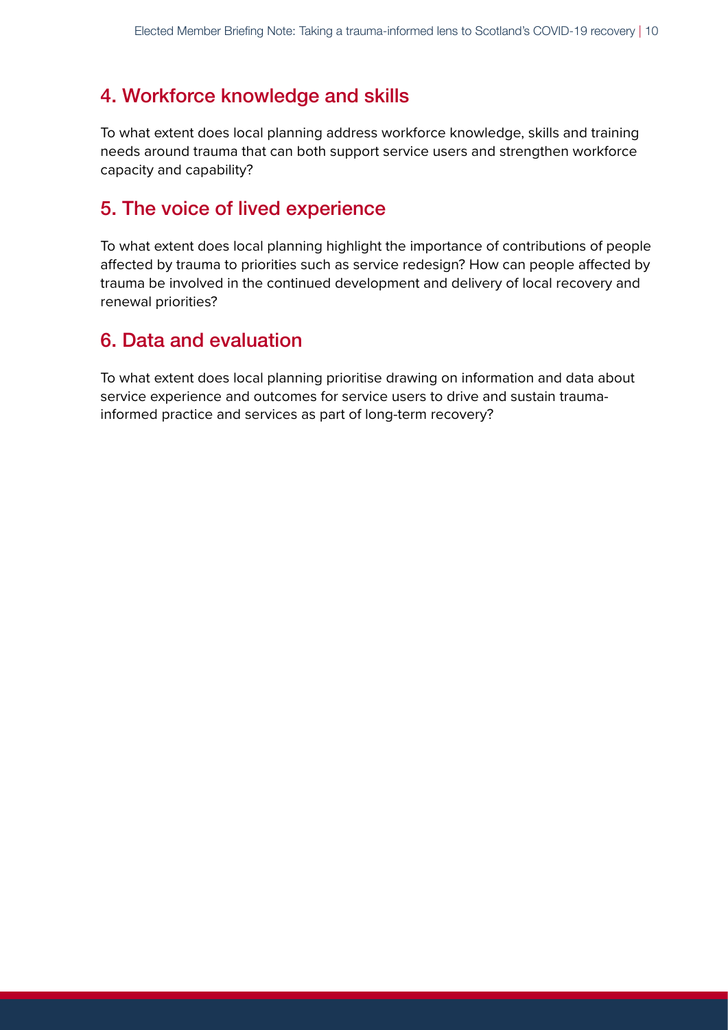## 4. Workforce knowledge and skills

To what extent does local planning address workforce knowledge, skills and training needs around trauma that can both support service users and strengthen workforce capacity and capability?

## 5. The voice of lived experience

To what extent does local planning highlight the importance of contributions of people affected by trauma to priorities such as service redesign? How can people affected by trauma be involved in the continued development and delivery of local recovery and renewal priorities?

## 6. Data and evaluation

To what extent does local planning prioritise drawing on information and data about service experience and outcomes for service users to drive and sustain trauma-informed practice and services as part of long-term recovery?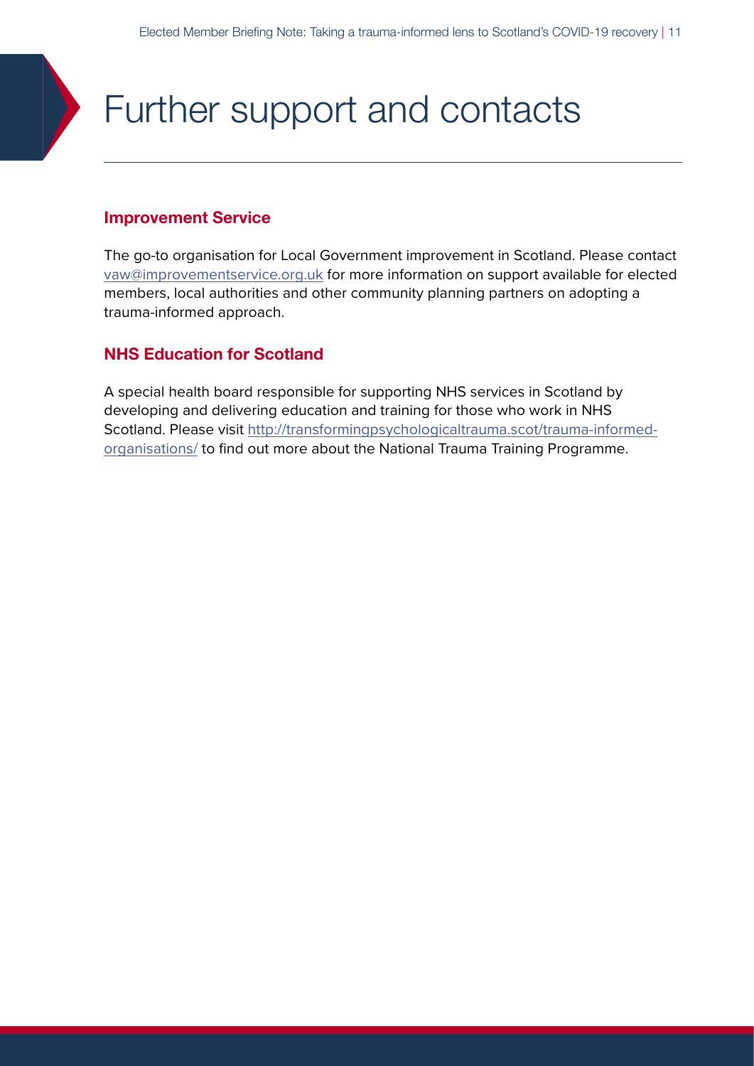# Further support and contacts

## Improvement Service

The go-to organisation for Local Government improvement in Scotland. Please contact vaw@improvementservice.org.uk for more information on support available for elected members, local authorities and other community planning partners on adopting a trauma-informed approach.

## NHS Education for Scotland

A special health board responsible for supporting NHS services in Scotland by developing and delivering education and training for those who work in NHS Scotland. Please visit http://transformingpsychologicaltrauma.scot/trauma-informed-organisations/ to find out more about the National Trauma Training Programme.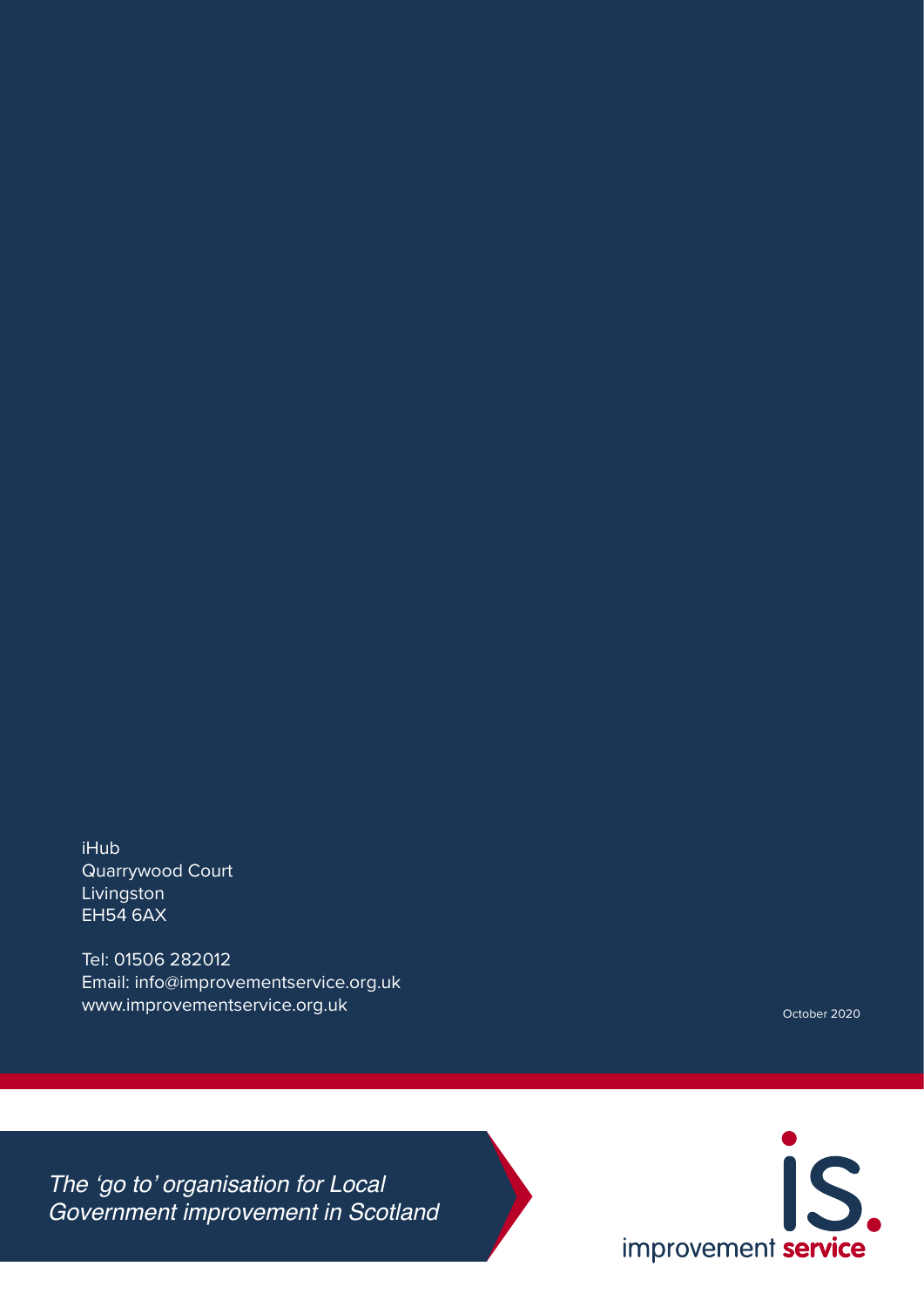iHub
Quarrywood Court
Livingston
EH54 6AX

Tel: 01506 282012
Email: info@improvementservice.org.uk
www.improvementservice.org.uk

October 2020

*The 'go to' organisation for Local Government improvement in Scotland*

improvement **service**